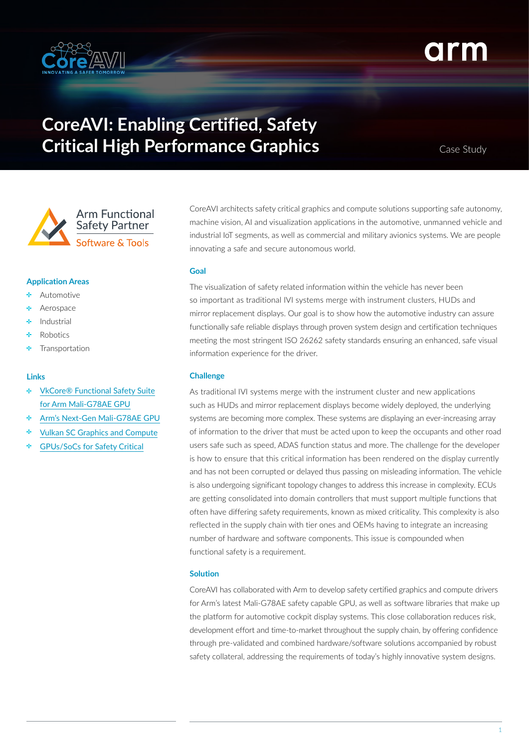# CoreAVI: Enabling Certified, Safety Critical High Performance Graphics

Case Study

Arm Functional Safety Partner
Software & Tools

### Application Areas

- Automotive
- Aerospace
- Industrial
- Robotics
- Transportation

### Links

- VkCore® Functional Safety Suite for Arm Mali-G78AE GPU
- Arm's Next-Gen Mali-G78AE GPU
- Vulkan SC Graphics and Compute
- GPUs/SoCs for Safety Critical

CoreAVI architects safety critical graphics and compute solutions supporting safe autonomy, machine vision, AI and visualization applications in the automotive, unmanned vehicle and industrial IoT segments, as well as commercial and military avionics systems. We are people innovating a safe and secure autonomous world.

### Goal

The visualization of safety related information within the vehicle has never been so important as traditional IVI systems merge with instrument clusters, HUDs and mirror replacement displays. Our goal is to show how the automotive industry can assure functionally safe reliable displays through proven system design and certification techniques meeting the most stringent ISO 26262 safety standards ensuring an enhanced, safe visual information experience for the driver.

### Challenge

As traditional IVI systems merge with the instrument cluster and new applications such as HUDs and mirror replacement displays become widely deployed, the underlying systems are becoming more complex. These systems are displaying an ever-increasing array of information to the driver that must be acted upon to keep the occupants and other road users safe such as speed, ADAS function status and more. The challenge for the developer is how to ensure that this critical information has been rendered on the display currently and has not been corrupted or delayed thus passing on misleading information. The vehicle is also undergoing significant topology changes to address this increase in complexity. ECUs are getting consolidated into domain controllers that must support multiple functions that often have differing safety requirements, known as mixed criticality. This complexity is also reflected in the supply chain with tier ones and OEMs having to integrate an increasing number of hardware and software components. This issue is compounded when functional safety is a requirement.

### Solution

CoreAVI has collaborated with Arm to develop safety certified graphics and compute drivers for Arm's latest Mali-G78AE safety capable GPU, as well as software libraries that make up the platform for automotive cockpit display systems. This close collaboration reduces risk, development effort and time-to-market throughout the supply chain, by offering confidence through pre-validated and combined hardware/software solutions accompanied by robust safety collateral, addressing the requirements of today's highly innovative system designs.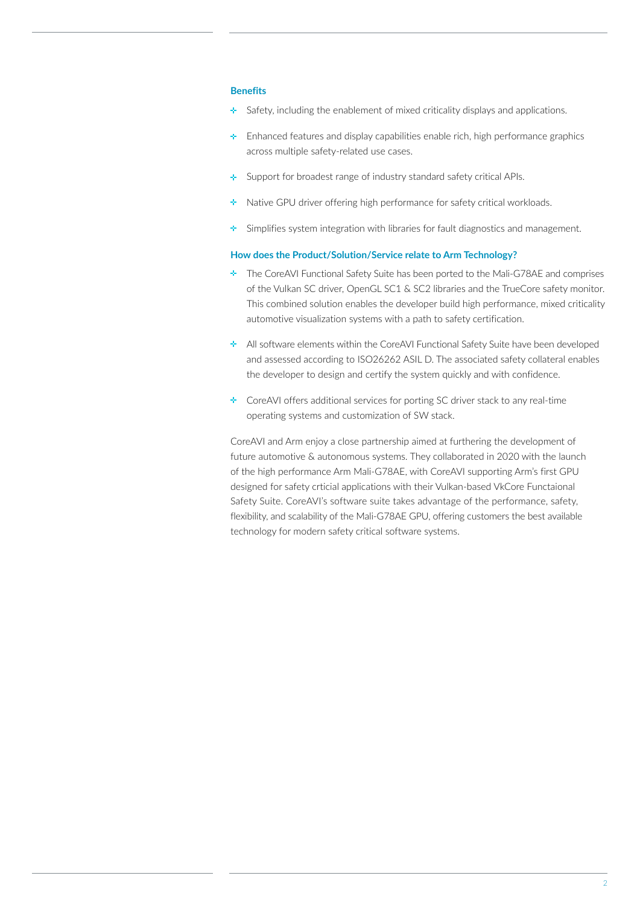### Benefits

- Safety, including the enablement of mixed criticality displays and applications.
- Enhanced features and display capabilities enable rich, high performance graphics across multiple safety-related use cases.
- Support for broadest range of industry standard safety critical APIs.
- Native GPU driver offering high performance for safety critical workloads.
- Simplifies system integration with libraries for fault diagnostics and management.

### How does the Product/Solution/Service relate to Arm Technology?

- The CoreAVI Functional Safety Suite has been ported to the Mali-G78AE and comprises of the Vulkan SC driver, OpenGL SC1 & SC2 libraries and the TrueCore safety monitor. This combined solution enables the developer build high performance, mixed criticality automotive visualization systems with a path to safety certification.
- All software elements within the CoreAVI Functional Safety Suite have been developed and assessed according to ISO26262 ASIL D. The associated safety collateral enables the developer to design and certify the system quickly and with confidence.
- CoreAVI offers additional services for porting SC driver stack to any real-time operating systems and customization of SW stack.

CoreAVI and Arm enjoy a close partnership aimed at furthering the development of future automotive & autonomous systems. They collaborated in 2020 with the launch of the high performance Arm Mali-G78AE, with CoreAVI supporting Arm's first GPU designed for safety crticial applications with their Vulkan-based VkCore Functaional Safety Suite. CoreAVI's software suite takes advantage of the performance, safety, flexibility, and scalability of the Mali-G78AE GPU, offering customers the best available technology for modern safety critical software systems.